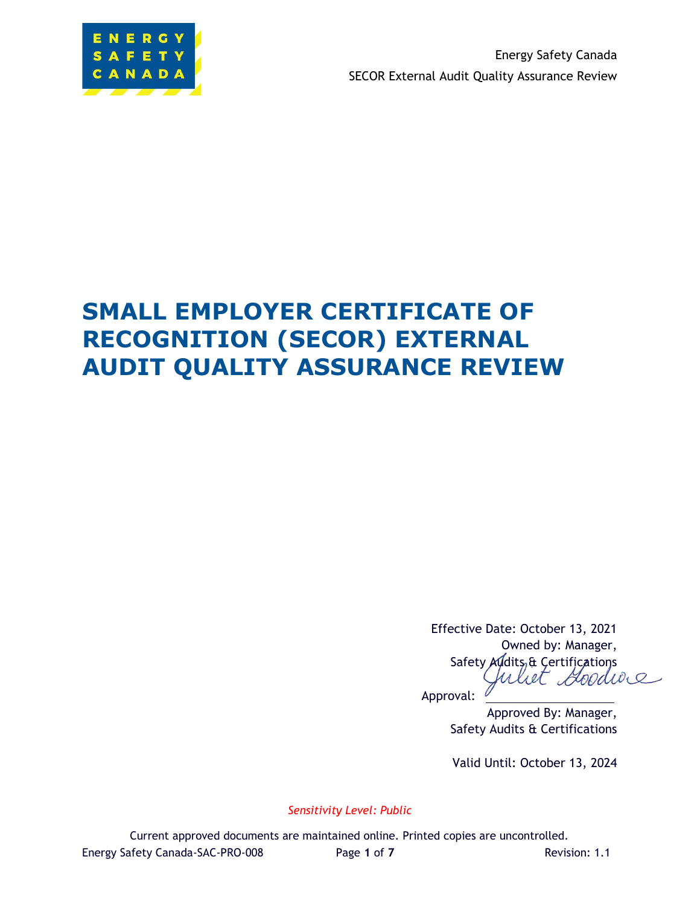# SMALL EMPLOYER CERTIFICATE OF RECOGNITION (SECOR) EXTERNAL AUDIT QUALITY ASSURANCE REVIEW

Effective Date: October 13, 2021

Owned by: Manager, Safety Audits & Certifications

Approval: Juliet Goodwe

Approved By: Manager, Safety Audits & Certifications

Valid Until: October 13, 2024

*Sensitivity Level: Public*

Current approved documents are maintained online. Printed copies are uncontrolled.

Energy Safety Canada-SAC-PRO-008 | Revision: 1.1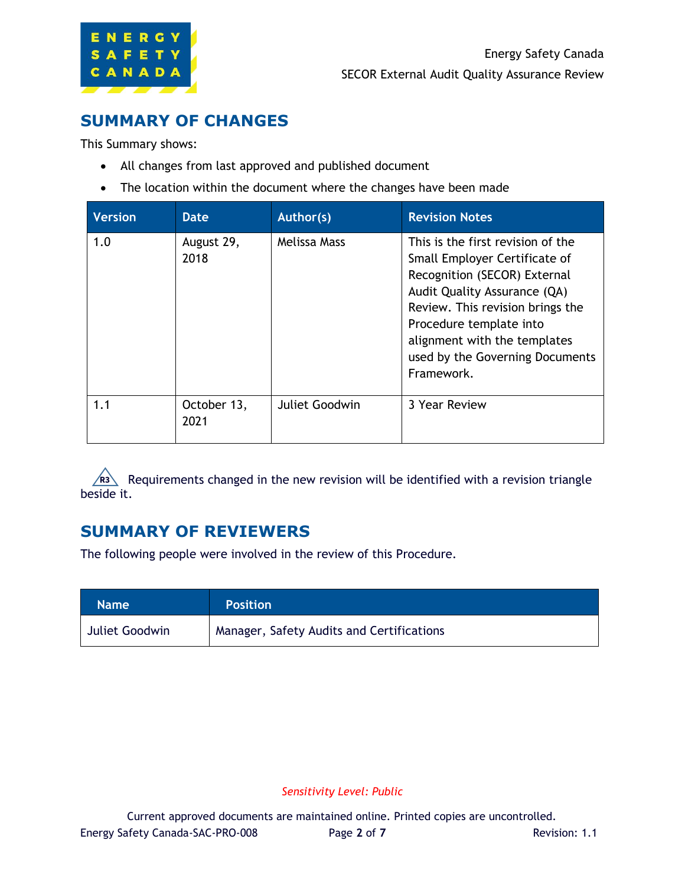## SUMMARY OF CHANGES

This Summary shows:

- All changes from last approved and published document
- The location within the document where the changes have been made

| Version | Date | Author(s) | Revision Notes |
|---|---|---|---|
| 1.0 | August 29, 2018 | Melissa Mass | This is the first revision of the Small Employer Certificate of Recognition (SECOR) External Audit Quality Assurance (QA) Review. This revision brings the Procedure template into alignment with the templates used by the Governing Documents Framework. |
| 1.1 | October 13, 2021 | Juliet Goodwin | 3 Year Review |

R3 Requirements changed in the new revision will be identified with a revision triangle beside it.

## SUMMARY OF REVIEWERS

The following people were involved in the review of this Procedure.

| Name | Position |
|---|---|
| Juliet Goodwin | Manager, Safety Audits and Certifications |

*Sensitivity Level: Public*

Current approved documents are maintained online. Printed copies are uncontrolled.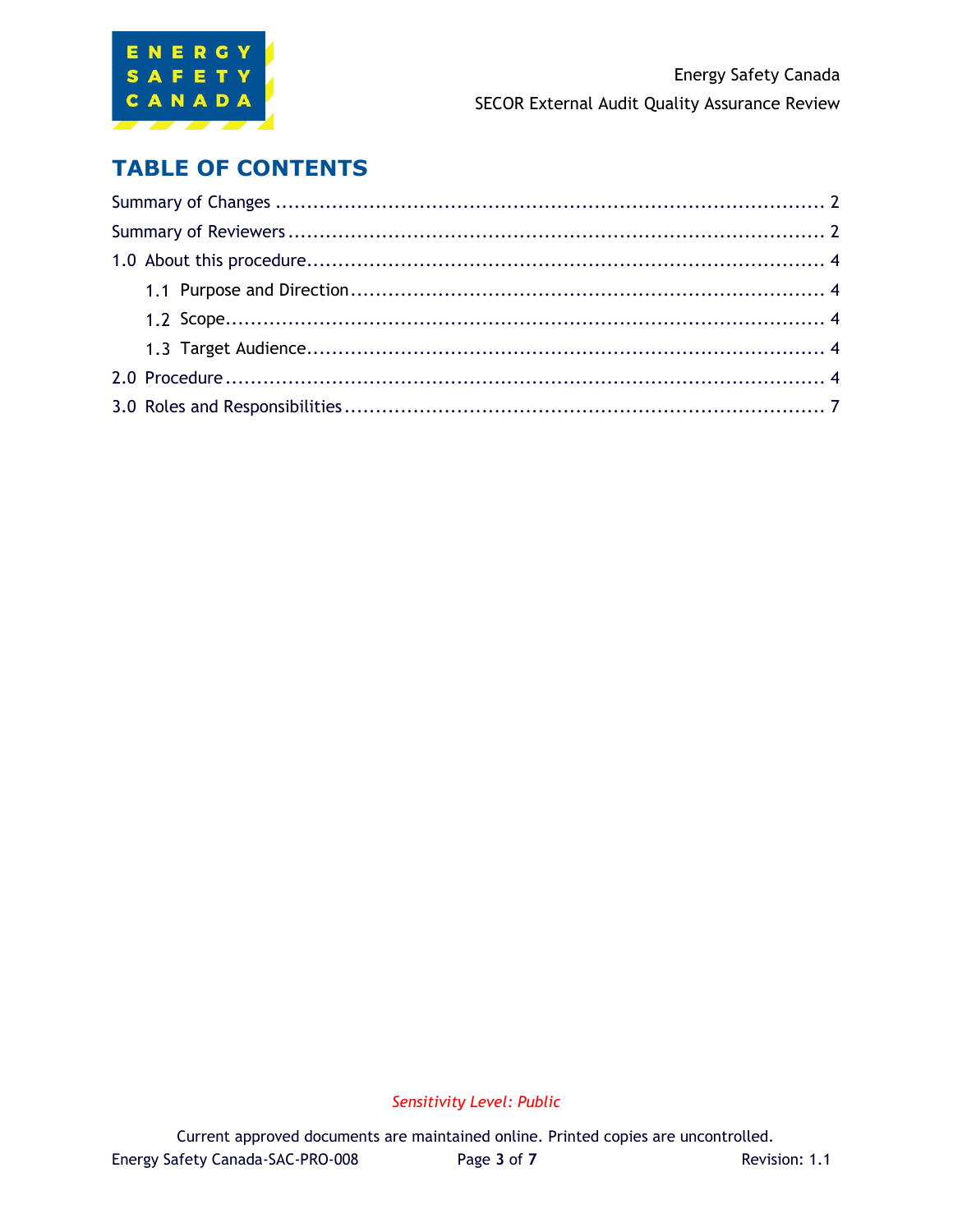# TABLE OF CONTENTS

Summary of Changes ........................................................................................ 2

Summary of Reviewers ...................................................................................... 2

1.0 About this procedure ..................................................................................... 4

 1.1 Purpose and Direction ............................................................................... 4

 1.2 Scope ....................................................................................................... 4

 1.3 Target Audience ....................................................................................... 4

2.0 Procedure ...................................................................................................... 4

3.0 Roles and Responsibilities .............................................................................. 7

*Sensitivity Level: Public*

Current approved documents are maintained online. Printed copies are uncontrolled.

Energy Safety Canada-SAC-PRO-008 Revision: 1.1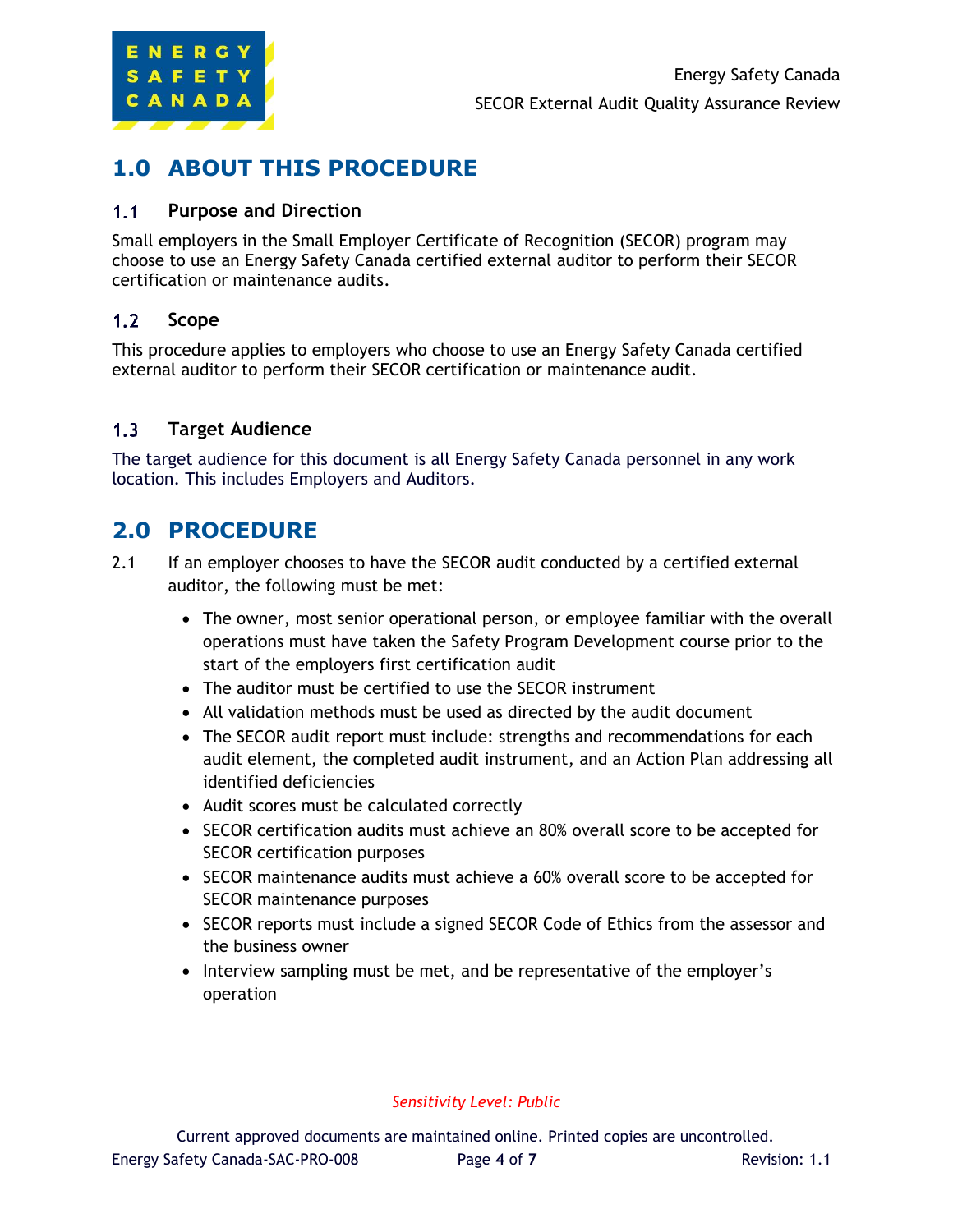# 1.0 ABOUT THIS PROCEDURE

## 1.1 Purpose and Direction

Small employers in the Small Employer Certificate of Recognition (SECOR) program may choose to use an Energy Safety Canada certified external auditor to perform their SECOR certification or maintenance audits.

## 1.2 Scope

This procedure applies to employers who choose to use an Energy Safety Canada certified external auditor to perform their SECOR certification or maintenance audit.

## 1.3 Target Audience

The target audience for this document is all Energy Safety Canada personnel in any work location. This includes Employers and Auditors.

# 2.0 PROCEDURE

2.1 If an employer chooses to have the SECOR audit conducted by a certified external auditor, the following must be met:

- The owner, most senior operational person, or employee familiar with the overall operations must have taken the Safety Program Development course prior to the start of the employers first certification audit
- The auditor must be certified to use the SECOR instrument
- All validation methods must be used as directed by the audit document
- The SECOR audit report must include: strengths and recommendations for each audit element, the completed audit instrument, and an Action Plan addressing all identified deficiencies
- Audit scores must be calculated correctly
- SECOR certification audits must achieve an 80% overall score to be accepted for SECOR certification purposes
- SECOR maintenance audits must achieve a 60% overall score to be accepted for SECOR maintenance purposes
- SECOR reports must include a signed SECOR Code of Ethics from the assessor and the business owner
- Interview sampling must be met, and be representative of the employer's operation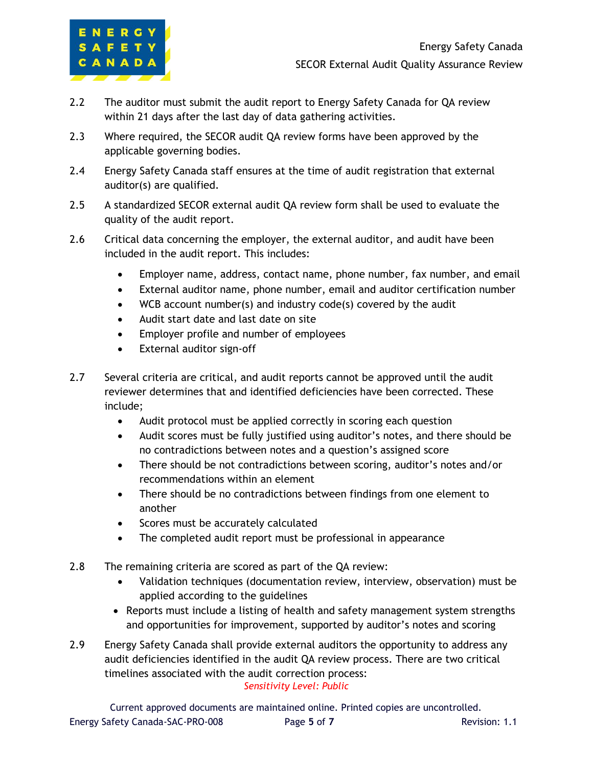2.2 The auditor must submit the audit report to Energy Safety Canada for QA review within 21 days after the last day of data gathering activities.

2.3 Where required, the SECOR audit QA review forms have been approved by the applicable governing bodies.

2.4 Energy Safety Canada staff ensures at the time of audit registration that external auditor(s) are qualified.

2.5 A standardized SECOR external audit QA review form shall be used to evaluate the quality of the audit report.

2.6 Critical data concerning the employer, the external auditor, and audit have been included in the audit report. This includes:

- Employer name, address, contact name, phone number, fax number, and email
- External auditor name, phone number, email and auditor certification number
- WCB account number(s) and industry code(s) covered by the audit
- Audit start date and last date on site
- Employer profile and number of employees
- External auditor sign-off

2.7 Several criteria are critical, and audit reports cannot be approved until the audit reviewer determines that and identified deficiencies have been corrected. These include;

- Audit protocol must be applied correctly in scoring each question
- Audit scores must be fully justified using auditor's notes, and there should be no contradictions between notes and a question's assigned score
- There should be not contradictions between scoring, auditor's notes and/or recommendations within an element
- There should be no contradictions between findings from one element to another
- Scores must be accurately calculated
- The completed audit report must be professional in appearance

2.8 The remaining criteria are scored as part of the QA review:

- Validation techniques (documentation review, interview, observation) must be applied according to the guidelines
- Reports must include a listing of health and safety management system strengths and opportunities for improvement, supported by auditor's notes and scoring

2.9 Energy Safety Canada shall provide external auditors the opportunity to address any audit deficiencies identified in the audit QA review process. There are two critical timelines associated with the audit correction process:

*Sensitivity Level: Public*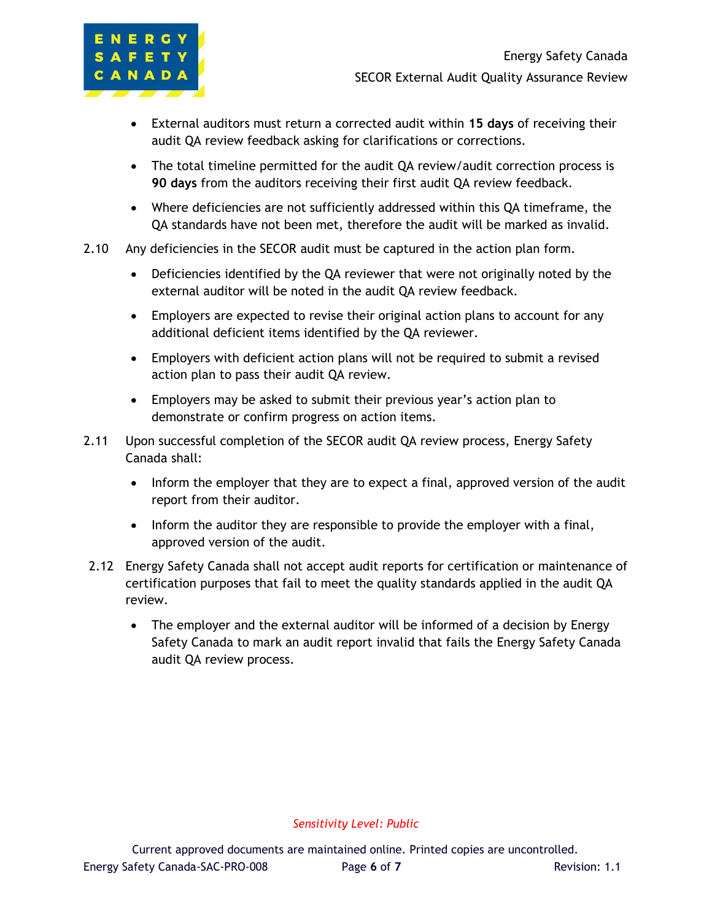- External auditors must return a corrected audit within **15 days** of receiving their audit QA review feedback asking for clarifications or corrections.
- The total timeline permitted for the audit QA review/audit correction process is **90 days** from the auditors receiving their first audit QA review feedback.
- Where deficiencies are not sufficiently addressed within this QA timeframe, the QA standards have not been met, therefore the audit will be marked as invalid.

2.10 Any deficiencies in the SECOR audit must be captured in the action plan form.

- Deficiencies identified by the QA reviewer that were not originally noted by the external auditor will be noted in the audit QA review feedback.
- Employers are expected to revise their original action plans to account for any additional deficient items identified by the QA reviewer.
- Employers with deficient action plans will not be required to submit a revised action plan to pass their audit QA review.
- Employers may be asked to submit their previous year's action plan to demonstrate or confirm progress on action items.

2.11 Upon successful completion of the SECOR audit QA review process, Energy Safety Canada shall:

- Inform the employer that they are to expect a final, approved version of the audit report from their auditor.
- Inform the auditor they are responsible to provide the employer with a final, approved version of the audit.

2.12 Energy Safety Canada shall not accept audit reports for certification or maintenance of certification purposes that fail to meet the quality standards applied in the audit QA review.

- The employer and the external auditor will be informed of a decision by Energy Safety Canada to mark an audit report invalid that fails the Energy Safety Canada audit QA review process.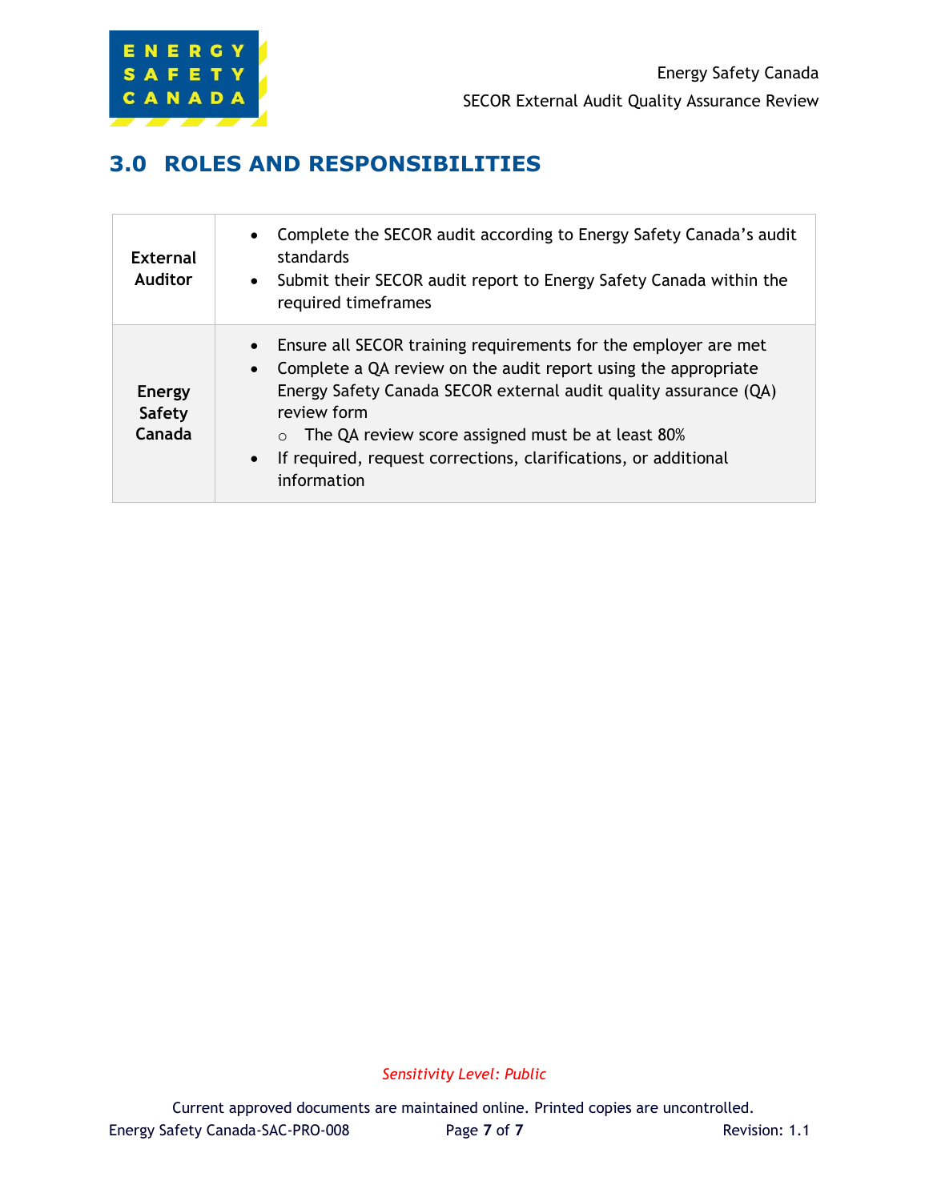## 3.0 ROLES AND RESPONSIBILITIES

| | |
|---|---|
| **External Auditor** | • Complete the SECOR audit according to Energy Safety Canada's audit standards<br>• Submit their SECOR audit report to Energy Safety Canada within the required timeframes |
| **Energy Safety Canada** | • Ensure all SECOR training requirements for the employer are met<br>• Complete a QA review on the audit report using the appropriate Energy Safety Canada SECOR external audit quality assurance (QA) review form<br>&nbsp;&nbsp;&nbsp;&nbsp;○ The QA review score assigned must be at least 80%<br>• If required, request corrections, clarifications, or additional information |

*Sensitivity Level: Public*

Current approved documents are maintained online. Printed copies are uncontrolled.

Energy Safety Canada-SAC-PRO-008 Revision: 1.1